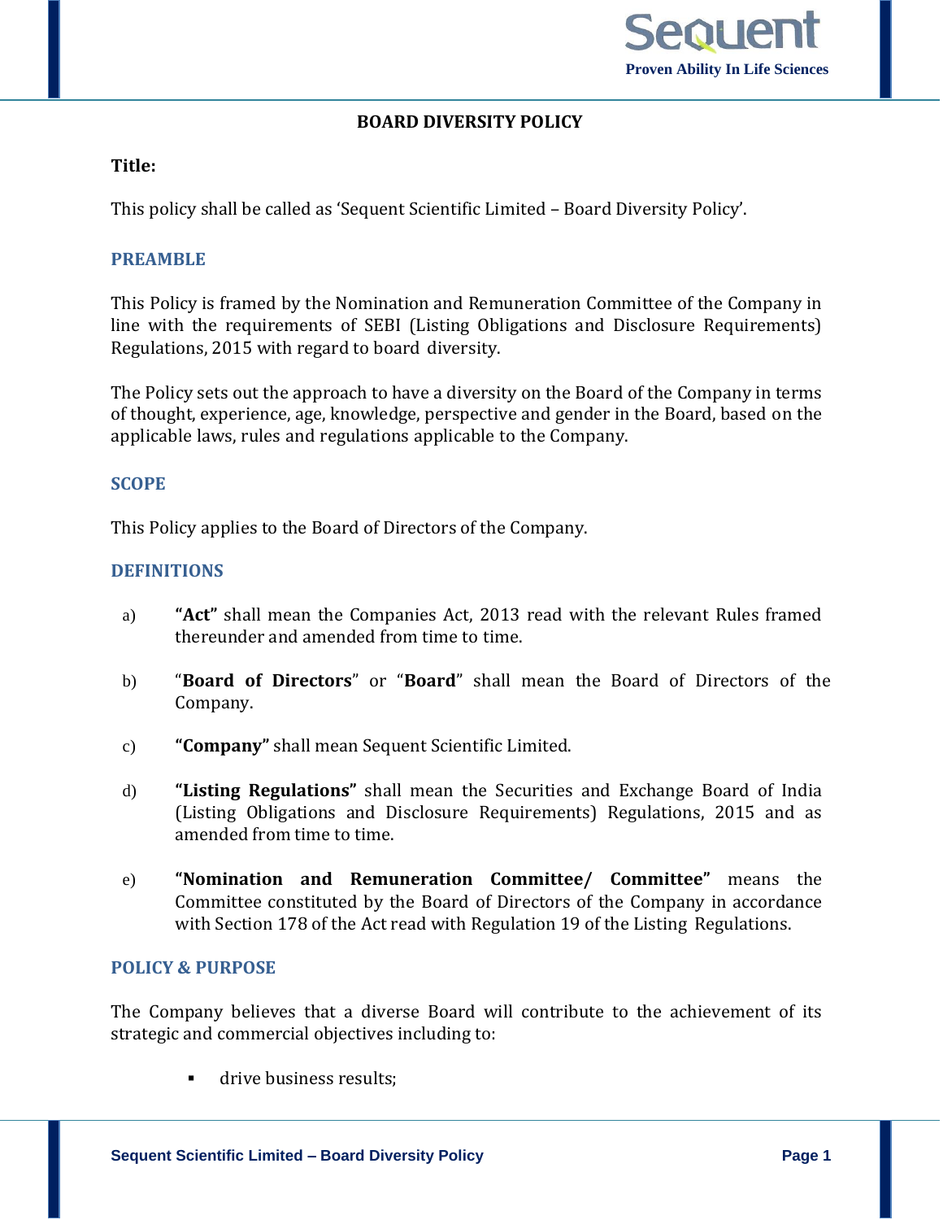# BOARD DIVERSITY POLICY

**Title:**

This policy shall be called as 'Sequent Scientific Limited – Board Diversity Policy'.

## PREAMBLE

This Policy is framed by the Nomination and Remuneration Committee of the Company in line with the requirements of SEBI (Listing Obligations and Disclosure Requirements) Regulations, 2015 with regard to board diversity.

The Policy sets out the approach to have a diversity on the Board of the Company in terms of thought, experience, age, knowledge, perspective and gender in the Board, based on the applicable laws, rules and regulations applicable to the Company.

## SCOPE

This Policy applies to the Board of Directors of the Company.

## DEFINITIONS

a) **"Act"** shall mean the Companies Act, 2013 read with the relevant Rules framed thereunder and amended from time to time.

b) "**Board of Directors**" or "**Board**" shall mean the Board of Directors of the Company.

c) **"Company"** shall mean Sequent Scientific Limited.

d) **"Listing Regulations"** shall mean the Securities and Exchange Board of India (Listing Obligations and Disclosure Requirements) Regulations, 2015 and as amended from time to time.

e) **"Nomination and Remuneration Committee/ Committee"** means the Committee constituted by the Board of Directors of the Company in accordance with Section 178 of the Act read with Regulation 19 of the Listing Regulations.

## POLICY & PURPOSE

The Company believes that a diverse Board will contribute to the achievement of its strategic and commercial objectives including to:

- drive business results;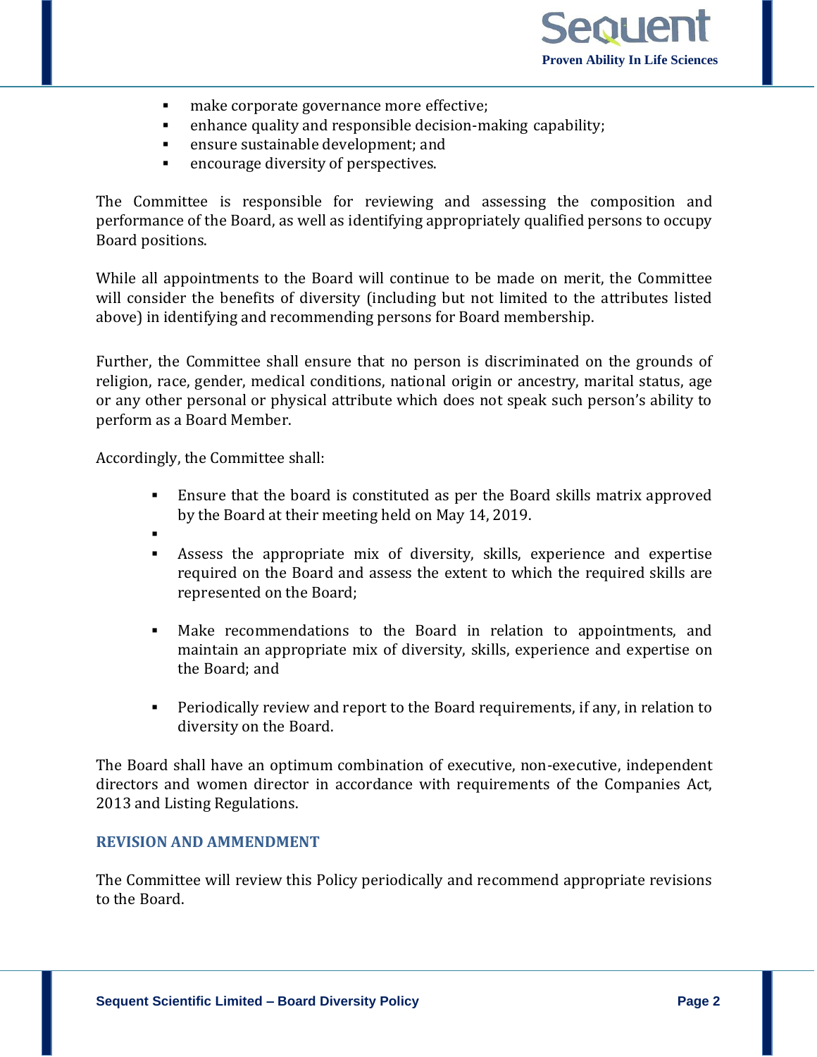- make corporate governance more effective;
- enhance quality and responsible decision-making capability;
- ensure sustainable development; and
- encourage diversity of perspectives.

The Committee is responsible for reviewing and assessing the composition and performance of the Board, as well as identifying appropriately qualified persons to occupy Board positions.

While all appointments to the Board will continue to be made on merit, the Committee will consider the benefits of diversity (including but not limited to the attributes listed above) in identifying and recommending persons for Board membership.

Further, the Committee shall ensure that no person is discriminated on the grounds of religion, race, gender, medical conditions, national origin or ancestry, marital status, age or any other personal or physical attribute which does not speak such person's ability to perform as a Board Member.

Accordingly, the Committee shall:

- Ensure that the board is constituted as per the Board skills matrix approved by the Board at their meeting held on May 14, 2019.
- Assess the appropriate mix of diversity, skills, experience and expertise required on the Board and assess the extent to which the required skills are represented on the Board;
- Make recommendations to the Board in relation to appointments, and maintain an appropriate mix of diversity, skills, experience and expertise on the Board; and
- Periodically review and report to the Board requirements, if any, in relation to diversity on the Board.

The Board shall have an optimum combination of executive, non-executive, independent directors and women director in accordance with requirements of the Companies Act, 2013 and Listing Regulations.

## REVISION AND AMMENDMENT

The Committee will review this Policy periodically and recommend appropriate revisions to the Board.